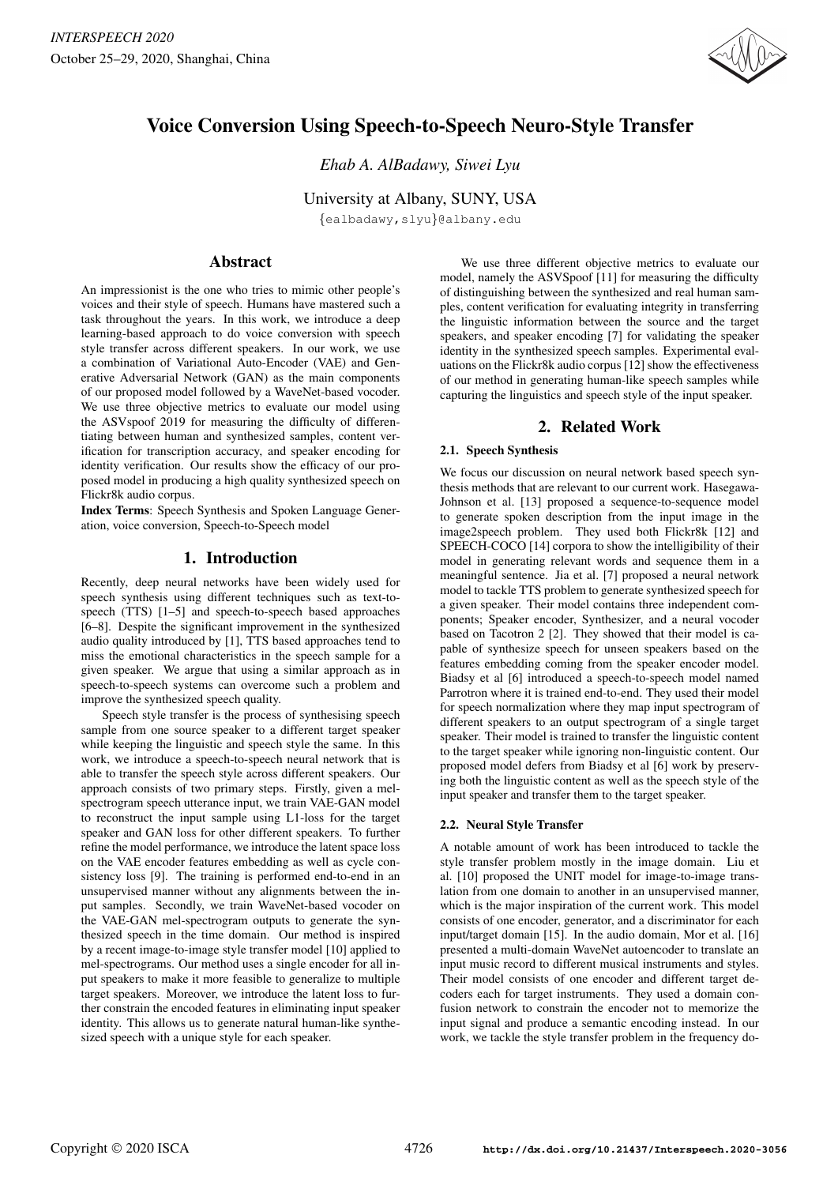# Voice Conversion Using Speech-to-Speech Neuro-Style Transfer

*Ehab A. AlBadawy, Siwei Lyu*

University at Albany, SUNY, USA

{ealbadawy,slyu}@albany.edu

## Abstract

An impressionist is the one who tries to mimic other people's voices and their style of speech. Humans have mastered such a task throughout the years. In this work, we introduce a deep learning-based approach to do voice conversion with speech style transfer across different speakers. In our work, we use a combination of Variational Auto-Encoder (VAE) and Generative Adversarial Network (GAN) as the main components of our proposed model followed by a WaveNet-based vocoder. We use three objective metrics to evaluate our model using the ASVspoof 2019 for measuring the difficulty of differentiating between human and synthesized samples, content verification for transcription accuracy, and speaker encoding for identity verification. Our results show the efficacy of our proposed model in producing a high quality synthesized speech on Flickr8k audio corpus.

**Index Terms**: Speech Synthesis and Spoken Language Generation, voice conversion, Speech-to-Speech model

## 1. Introduction

Recently, deep neural networks have been widely used for speech synthesis using different techniques such as text-to-speech (TTS) [1–5] and speech-to-speech based approaches [6–8]. Despite the significant improvement in the synthesized audio quality introduced by [1], TTS based approaches tend to miss the emotional characteristics in the speech sample for a given speaker. We argue that using a similar approach as in speech-to-speech systems can overcome such a problem and improve the synthesized speech quality.

Speech style transfer is the process of synthesising speech sample from one source speaker to a different target speaker while keeping the linguistic and speech style the same. In this work, we introduce a speech-to-speech neural network that is able to transfer the speech style across different speakers. Our approach consists of two primary steps. Firstly, given a mel-spectrogram speech utterance input, we train VAE-GAN model to reconstruct the input sample using L1-loss for the target speaker and GAN loss for other different speakers. To further refine the model performance, we introduce the latent space loss on the VAE encoder features embedding as well as cycle consistency loss [9]. The training is performed end-to-end in an unsupervised manner without any alignments between the input samples. Secondly, we train WaveNet-based vocoder on the VAE-GAN mel-spectrogram outputs to generate the synthesized speech in the time domain. Our method is inspired by a recent image-to-image style transfer model [10] applied to mel-spectrograms. Our method uses a single encoder for all input speakers to make it more feasible to generalize to multiple target speakers. Moreover, we introduce the latent loss to further constrain the encoded features in eliminating input speaker identity. This allows us to generate natural human-like synthesized speech with a unique style for each speaker.

We use three different objective metrics to evaluate our model, namely the ASVSpoof [11] for measuring the difficulty of distinguishing between the synthesized and real human samples, content verification for evaluating integrity in transferring the linguistic information between the source and the target speakers, and speaker encoding [7] for validating the speaker identity in the synthesized speech samples. Experimental evaluations on the Flickr8k audio corpus [12] show the effectiveness of our method in generating human-like speech samples while capturing the linguistics and speech style of the input speaker.

## 2. Related Work

### 2.1. Speech Synthesis

We focus our discussion on neural network based speech synthesis methods that are relevant to our current work. Hasegawa-Johnson et al. [13] proposed a sequence-to-sequence model to generate spoken description from the input image in the image2speech problem. They used both Flickr8k [12] and SPEECH-COCO [14] corpora to show the intelligibility of their model in generating relevant words and sequence them in a meaningful sentence. Jia et al. [7] proposed a neural network model to tackle TTS problem to generate synthesized speech for a given speaker. Their model contains three independent components; Speaker encoder, Synthesizer, and a neural vocoder based on Tacotron 2 [2]. They showed that their model is capable of synthesize speech for unseen speakers based on the features embedding coming from the speaker encoder model. Biadsy et al [6] introduced a speech-to-speech model named Parrotron where it is trained end-to-end. They used their model for speech normalization where they map input spectrogram of different speakers to an output spectrogram of a single target speaker. Their model is trained to transfer the linguistic content to the target speaker while ignoring non-linguistic content. Our proposed model defers from Biadsy et al [6] work by preserving both the linguistic content as well as the speech style of the input speaker and transfer them to the target speaker.

### 2.2. Neural Style Transfer

A notable amount of work has been introduced to tackle the style transfer problem mostly in the image domain. Liu et al. [10] proposed the UNIT model for image-to-image translation from one domain to another in an unsupervised manner, which is the major inspiration of the current work. This model consists of one encoder, generator, and a discriminator for each input/target domain [15]. In the audio domain, Mor et al. [16] presented a multi-domain WaveNet autoencoder to translate an input music record to different musical instruments and styles. Their model consists of one encoder and different target decoders each for target instruments. They used a domain confusion network to constrain the encoder not to memorize the input signal and produce a semantic encoding instead. In our work, we tackle the style transfer problem in the frequency do-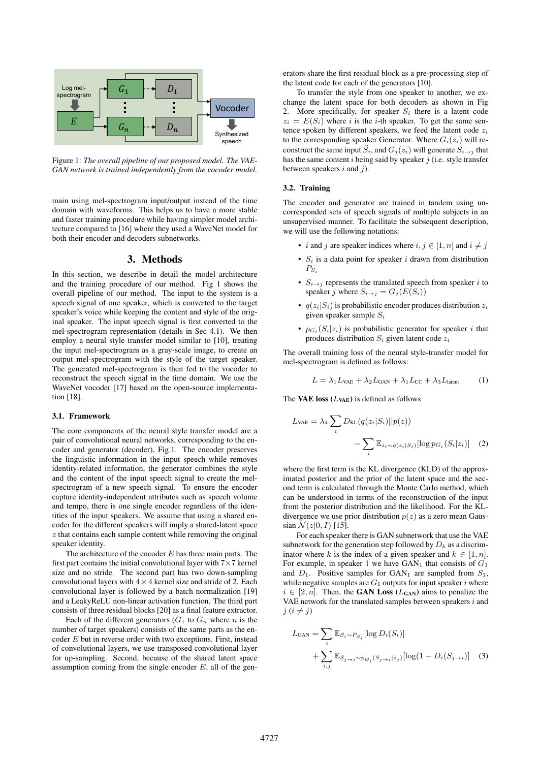Figure 1: *The overall pipeline of our proposed model. The VAE-GAN network is trained independently from the vocoder model.*

main using mel-spectrogram input/output instead of the time domain with waveforms. This helps us to have a more stable and faster training procedure while having simpler model architecture compared to [16] where they used a WaveNet model for both their encoder and decoders subnetworks.

## 3. Methods

In this section, we describe in detail the model architecture and the training procedure of our method. Fig 1 shows the overall pipeline of our method. The input to the system is a speech signal of one speaker, which is converted to the target speaker's voice while keeping the content and style of the original speaker. The input speech signal is first converted to the mel-spectrogram representation (details in Sec 4.1). We then employ a neural style transfer model similar to [10], treating the input mel-spectrogram as a gray-scale image, to create an output mel-spectrogram with the style of the target speaker. The generated mel-spectrogram is then fed to the vocoder to reconstruct the speech signal in the time domain. We use the WaveNet vocoder [17] based on the open-source implementation [18].

### 3.1. Framework

The core components of the neural style transfer model are a pair of convolutional neural networks, corresponding to the encoder and generator (decoder), Fig.1. The encoder preserves the linguistic information in the input speech while removes identity-related information, the generator combines the style and the content of the input speech signal to create the mel-spectrogram of a new speech signal. To ensure the encoder capture identity-independent attributes such as speech volume and tempo, there is one single encoder regardless of the identities of the input speakers. We assume that using a shared encoder for the different speakers will imply a shared-latent space $z$ that contains each sample content while removing the original speaker identity.

The architecture of the encoder $E$ has three main parts. The first part contains the initial convolutional layer with $7 \times 7$ kernel size and no stride. The second part has two down-sampling convolutional layers with $4 \times 4$ kernel size and stride of 2. Each convolutional layer is followed by a batch normalization [19] and a LeakyReLU non-linear activation function. The third part consists of three residual blocks [20] as a final feature extractor.

Each of the different generators ($G_1$ to $G_n$ where $n$ is the number of target speakers) consists of the same parts as the encoder $E$ but in reverse order with two exceptions. First, instead of convolutional layers, we use transposed convolutional layer for up-sampling. Second, because of the shared latent space assumption coming from the single encoder $E$, all of the generators share the first residual block as a pre-processing step of the latent code for each of the generators [10].

To transfer the style from one speaker to another, we exchange the latent space for both decoders as shown in Fig 2. More specifically, for speaker $S_i$ there is a latent code $z_i = E(S_i)$ where $i$ is the $i$-th speaker. To get the same sentence spoken by different speakers, we feed the latent code $z_i$ to the corresponding speaker Generator. Where $G_i(z_i)$ will reconstruct the same input $\tilde{S}_i$, and $G_j(z_i)$ will generate $S_{i\to j}$ that has the same content $i$ being said by speaker $j$ (i.e. style transfer between speakers $i$ and $j$).

### 3.2. Training

The encoder and generator are trained in tandem using uncorresponded sets of speech signals of multiple subjects in an unsupervised manner. To facilitate the subsequent description, we will use the following notations:

- $i$ and $j$ are speaker indices where $i, j \in [1, n]$ and $i \neq j$
- $S_i$ is a data point for speaker $i$ drawn from distribution $P_{S_i}$
- $S_{i\to j}$ represents the translated speech from speaker $i$ to speaker $j$ where $S_{i\to j} = G_j(E(S_i))$
- $q(z_i|S_i)$ is probabilistic encoder produces distribution $z_i$ given speaker sample $S_i$
- $p_{G_i}(S_i|z_i)$ is probabilistic generator for speaker $i$ that produces distribution $S_i$ given latent code $z_i$

The overall training loss of the neural style-transfer model for mel-spectrogram is defined as follows:

$$L = \lambda_1 L_{\text{VAE}} + \lambda_2 L_{\text{GAN}} + \lambda_1 L_{\text{CC}} + \lambda_3 L_{\text{latent}} \quad (1)$$

The **VAE loss ($L_{\text{VAE}}$)** is defined as follows

$$L_{\text{VAE}} = \lambda_4 \sum_i D_{\text{KL}}(q(z_i|S_i)||p(z)) - \sum_i \mathbb{E}_{z_i \sim q(z_i|S_i)}[\log p_{G_i}(S_i|z_i)] \quad (2)$$

where the first term is the KL divergence (KLD) of the approximated posterior and the prior of the latent space and the second term is calculated through the Monte Carlo method, which can be understood in terms of the reconstruction of the input from the posterior distribution and the likelihood. For the KL-divergence we use prior distribution $p(z)$ as a zero mean Gaussian $\mathcal{N}(z|0, I)$ [15].

For each speaker there is GAN subnetwork that use the VAE subnetwork for the generation step followed by $D_k$ as a discriminator where $k$ is the index of a given speaker and $k \in [1, n]$. For example, in speaker 1 we have $\text{GAN}_1$ that consists of $G_1$ and $D_1$. Positive samples for $\text{GAN}_1$ are sampled from $S_1$, while negative samples are $G_1$ outputs for input speaker $i$ where $i \in [2, n]$. Then, the **GAN Loss ($L_{\text{GAN}}$)** aims to penalize the VAE network for the translated samples between speakers $i$ and $j$ ($i \neq j$)

$$L_{\text{GAN}} = \sum_i \mathbb{E}_{S_i \sim P_{S_i}}[\log D_i(S_i)] + \sum_{i,j} \mathbb{E}_{S_{j\to i} \sim p_{G_i}(S_{j\to i}|z_j)}[\log(1 - D_i(S_{j\to i}))] \quad (3)$$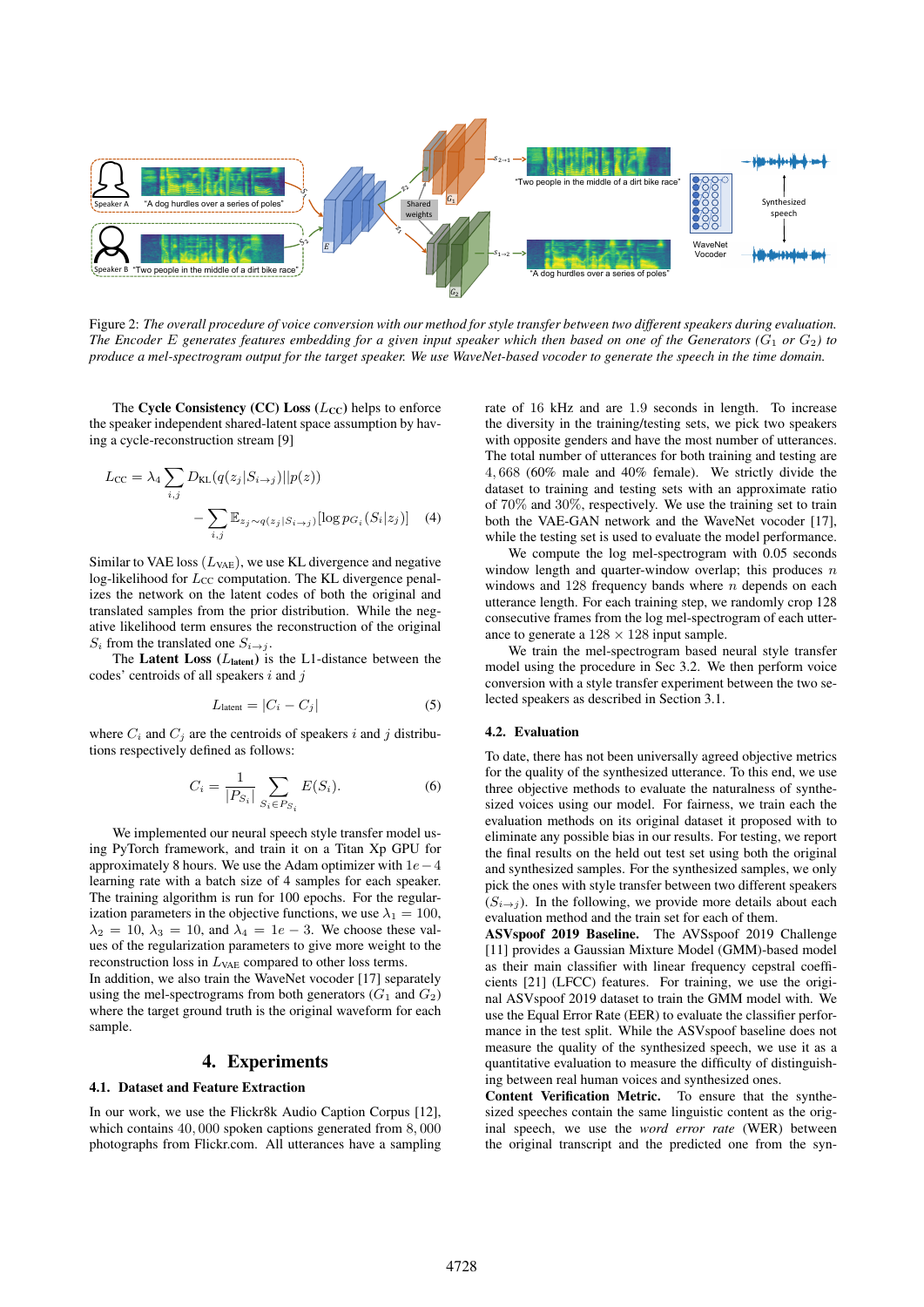Figure 2: *The overall procedure of voice conversion with our method for style transfer between two different speakers during evaluation. The Encoder $E$ generates features embedding for a given input speaker which then based on one of the Generators ($G_1$ or $G_2$) to produce a mel-spectrogram output for the target speaker. We use WaveNet-based vocoder to generate the speech in the time domain.*

The **Cycle Consistency (CC) Loss** ($L_{\text{CC}}$) helps to enforce the speaker independent shared-latent space assumption by having a cycle-reconstruction stream [9]

$$L_{\text{CC}} = \lambda_4 \sum_{i,j} D_{\text{KL}}(q(z_j|S_{i\to j})||p(z)) - \sum_{i,j} \mathbb{E}_{z_j \sim q(z_j|S_{i\to j})}[\log p_{G_i}(S_i|z_j)] \quad (4)$$

Similar to VAE loss ($L_{\text{VAE}}$), we use KL divergence and negative log-likelihood for $L_{\text{CC}}$ computation. The KL divergence penalizes the network on the latent codes of both the original and translated samples from the prior distribution. While the negative likelihood term ensures the reconstruction of the original $S_i$ from the translated one $S_{i\to j}$.

The **Latent Loss** ($L_{\text{latent}}$) is the L1-distance between the codes' centroids of all speakers $i$ and $j$

$$L_{\text{latent}} = |C_i - C_j| \quad (5)$$

where $C_i$ and $C_j$ are the centroids of speakers $i$ and $j$ distributions respectively defined as follows:

$$C_i = \frac{1}{|P_{S_i}|} \sum_{S_i \in P_{S_i}} E(S_i). \quad (6)$$

We implemented our neural speech style transfer model using PyTorch framework, and train it on a Titan Xp GPU for approximately 8 hours. We use the Adam optimizer with $1e-4$ learning rate with a batch size of 4 samples for each speaker. The training algorithm is run for 100 epochs. For the regularization parameters in the objective functions, we use $\lambda_1 = 100$, $\lambda_2 = 10$, $\lambda_3 = 10$, and $\lambda_4 = 1e-3$. We choose these values of the regularization parameters to give more weight to the reconstruction loss in $L_{\text{VAE}}$ compared to other loss terms. In addition, we also train the WaveNet vocoder [17] separately using the mel-spectrograms from both generators ($G_1$ and $G_2$) where the target ground truth is the original waveform for each sample.

# 4. Experiments

## 4.1. Dataset and Feature Extraction

In our work, we use the Flickr8k Audio Caption Corpus [12], which contains $40,000$ spoken captions generated from $8,000$ photographs from Flickr.com. All utterances have a sampling rate of 16 kHz and are 1.9 seconds in length. To increase the diversity in the training/testing sets, we pick two speakers with opposite genders and have the most number of utterances. The total number of utterances for both training and testing are $4,668$ (60% male and 40% female). We strictly divide the dataset to training and testing sets with an approximate ratio of 70% and 30%, respectively. We use the training set to train both the VAE-GAN network and the WaveNet vocoder [17], while the testing set is used to evaluate the model performance.

We compute the log mel-spectrogram with 0.05 seconds window length and quarter-window overlap; this produces $n$ windows and 128 frequency bands where $n$ depends on each utterance length. For each training step, we randomly crop 128 consecutive frames from the log mel-spectrogram of each utterance to generate a $128 \times 128$ input sample.

We train the mel-spectrogram based neural style transfer model using the procedure in Sec 3.2. We then perform voice conversion with a style transfer experiment between the two selected speakers as described in Section 3.1.

## 4.2. Evaluation

To date, there has not been universally agreed objective metrics for the quality of the synthesized utterance. To this end, we use three objective methods to evaluate the naturalness of the synthesized voices using our model. For fairness, we train each the evaluation methods on its original dataset it proposed with to eliminate any possible bias in our results. For testing, we report the final results on the held out test set using both the original and synthesized samples. For the synthesized samples, we only pick the ones with style transfer between two different speakers ($S_{i\to j}$). In the following, we provide more details about each evaluation method and the train set for each of them.

**ASVspoof 2019 Baseline.** The AVSspoof 2019 Challenge [11] provides a Gaussian Mixture Model (GMM)-based model as their main classifier with linear frequency cepstral coefficients [21] (LFCC) features. For training, we use the original ASVspoof 2019 dataset to train the GMM model with. We use the Equal Error Rate (EER) to evaluate the classifier performance in the test split. While the ASVspoof baseline does not measure the quality of the synthesized speech, we use it as a quantitative evaluation to measure the difficulty of distinguishing between real human voices and synthesized ones.

**Content Verification Metric.** To ensure that the synthesized speeches contain the same linguistic content as the original speech, we use the *word error rate* (WER) between the original transcript and the predicted one from the syn-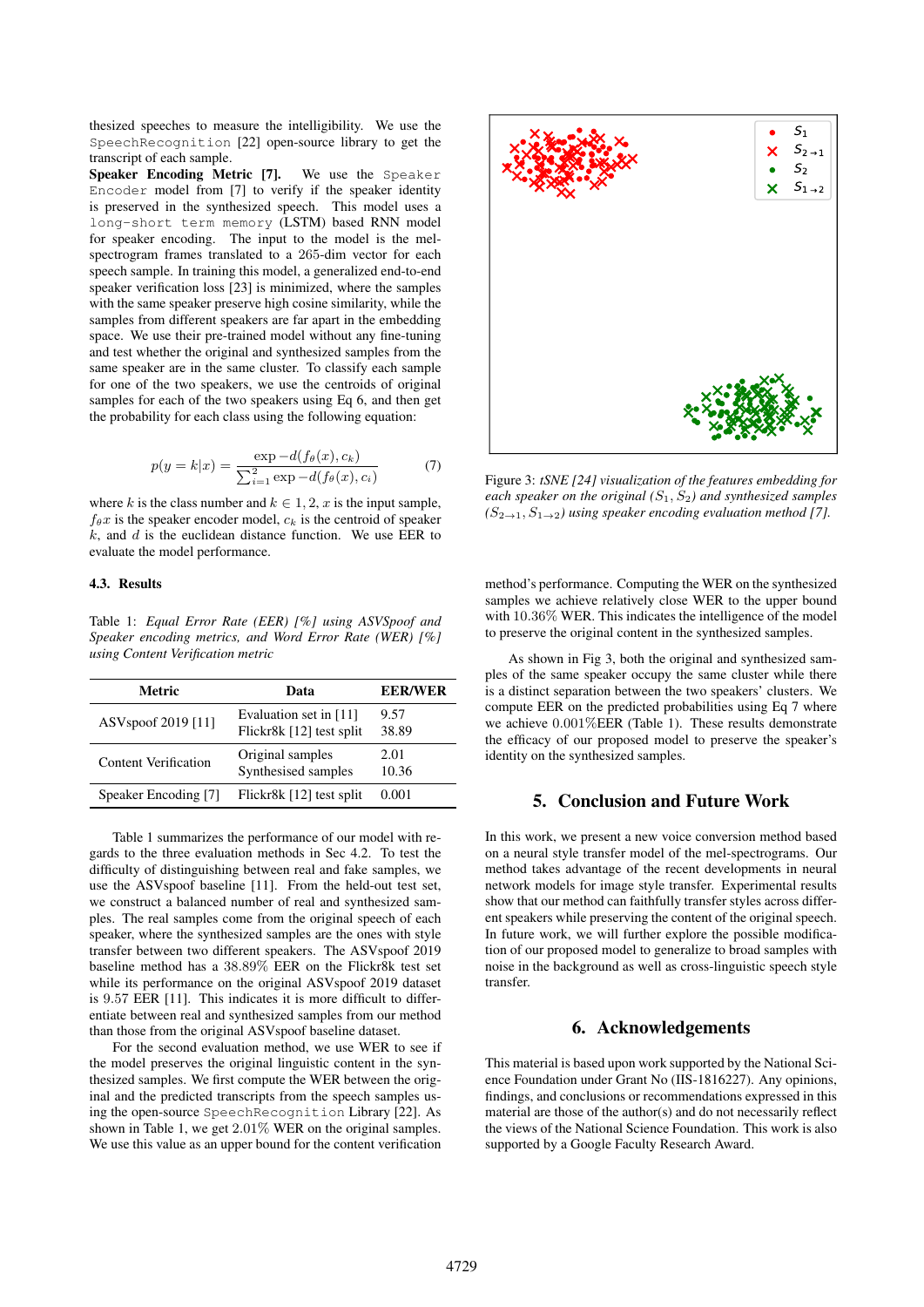thesized speeches to measure the intelligibility. We use the SpeechRecognition [22] open-source library to get the transcript of each sample.

**Speaker Encoding Metric [7].** We use the Speaker Encoder model from [7] to verify if the speaker identity is preserved in the synthesized speech. This model uses a long-short term memory (LSTM) based RNN model for speaker encoding. The input to the model is the mel-spectrogram frames translated to a 265-dim vector for each speech sample. In training this model, a generalized end-to-end speaker verification loss [23] is minimized, where the samples with the same speaker preserve high cosine similarity, while the samples from different speakers are far apart in the embedding space. We use their pre-trained model without any fine-tuning and test whether the original and synthesized samples from the same speaker are in the same cluster. To classify each sample for one of the two speakers, we use the centroids of original samples for each of the two speakers using Eq 6, and then get the probability for each class using the following equation:

$$p(y = k|x) = \frac{\exp -d(f_\theta(x), c_k)}{\sum_{i=1}^{2} \exp -d(f_\theta(x), c_i)} \quad (7)$$

where $k$ is the class number and $k \in 1, 2$, $x$ is the input sample, $f_\theta x$ is the speaker encoder model, $c_k$ is the centroid of speaker $k$, and $d$ is the euclidean distance function. We use EER to evaluate the model performance.

### 4.3. Results

Table 1: *Equal Error Rate (EER) [%] using ASVSpoof and Speaker encoding metrics, and Word Error Rate (WER) [%] using Content Verification metric*

| Metric | Data | EER/WER |
|---|---|---|
| ASVspoof 2019 [11] | Evaluation set in [11] | 9.57 |
| | Flickr8k [12] test split | 38.89 |
| Content Verification | Original samples | 2.01 |
| | Synthesised samples | 10.36 |
| Speaker Encoding [7] | Flickr8k [12] test split | 0.001 |

Table 1 summarizes the performance of our model with regards to the three evaluation methods in Sec 4.2. To test the difficulty of distinguishing between real and fake samples, we use the ASVspoof baseline [11]. From the held-out test set, we construct a balanced number of real and synthesized samples. The real samples come from the original speech of each speaker, where the synthesized samples are the ones with style transfer between two different speakers. The ASVspoof 2019 baseline method has a 38.89% EER on the Flickr8k test set while its performance on the original ASVspoof 2019 dataset is 9.57 EER [11]. This indicates it is more difficult to differentiate between real and synthesized samples from our method than those from the original ASVspoof baseline dataset.

For the second evaluation method, we use WER to see if the model preserves the original linguistic content in the synthesized samples. We first compute the WER between the original and the predicted transcripts from the speech samples using the open-source SpeechRecognition Library [22]. As shown in Table 1, we get 2.01% WER on the original samples. We use this value as an upper bound for the content verification method's performance. Computing the WER on the synthesized samples we achieve relatively close WER to the upper bound with 10.36% WER. This indicates the intelligence of the model to preserve the original content in the synthesized samples.

Figure 3: *tSNE [24] visualization of the features embedding for each speaker on the original ($S_1$, $S_2$) and synthesized samples ($S_{2\to1}$, $S_{1\to2}$) using speaker encoding evaluation method [7].*

As shown in Fig 3, both the original and synthesized samples of the same speaker occupy the same cluster while there is a distinct separation between the two speakers' clusters. We compute EER on the predicted probabilities using Eq 7 where we achieve 0.001%EER (Table 1). These results demonstrate the efficacy of our proposed model to preserve the speaker's identity on the synthesized samples.

## 5. Conclusion and Future Work

In this work, we present a new voice conversion method based on a neural style transfer model of the mel-spectrograms. Our method takes advantage of the recent developments in neural network models for image style transfer. Experimental results show that our method can faithfully transfer styles across different speakers while preserving the content of the original speech. In future work, we will further explore the possible modification of our proposed model to generalize to broad samples with noise in the background as well as cross-linguistic speech style transfer.

## 6. Acknowledgements

This material is based upon work supported by the National Science Foundation under Grant No (IIS-1816227). Any opinions, findings, and conclusions or recommendations expressed in this material are those of the author(s) and do not necessarily reflect the views of the National Science Foundation. This work is also supported by a Google Faculty Research Award.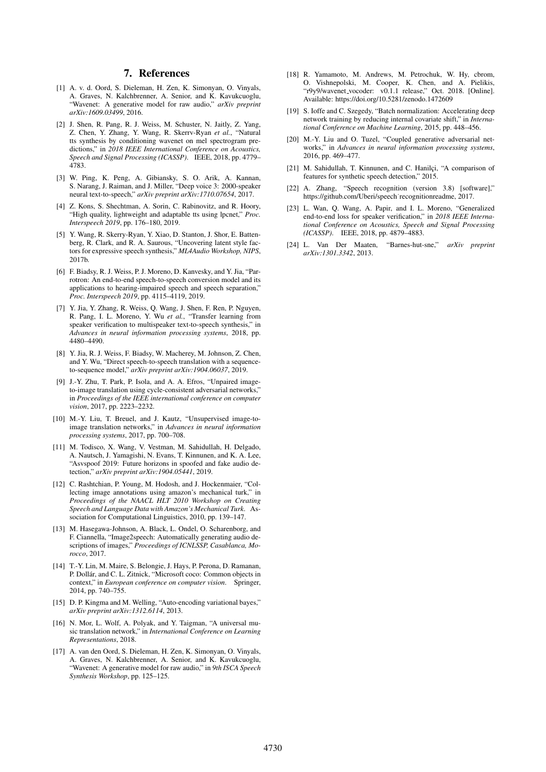## 7. References

[1] A. v. d. Oord, S. Dieleman, H. Zen, K. Simonyan, O. Vinyals, A. Graves, N. Kalchbrenner, A. Senior, and K. Kavukcuoglu, "Wavenet: A generative model for raw audio," *arXiv preprint arXiv:1609.03499*, 2016.

[2] J. Shen, R. Pang, R. J. Weiss, M. Schuster, N. Jaitly, Z. Yang, Z. Chen, Y. Zhang, Y. Wang, R. Skerrv-Ryan *et al.*, "Natural tts synthesis by conditioning wavenet on mel spectrogram predictions," in *2018 IEEE International Conference on Acoustics, Speech and Signal Processing (ICASSP)*. IEEE, 2018, pp. 4779–4783.

[3] W. Ping, K. Peng, A. Gibiansky, S. O. Arik, A. Kannan, S. Narang, J. Raiman, and J. Miller, "Deep voice 3: 2000-speaker neural text-to-speech," *arXiv preprint arXiv:1710.07654*, 2017.

[4] Z. Kons, S. Shechtman, A. Sorin, C. Rabinovitz, and R. Hoory, "High quality, lightweight and adaptable tts using lpcnet," *Proc. Interspeech 2019*, pp. 176–180, 2019.

[5] Y. Wang, R. Skerry-Ryan, Y. Xiao, D. Stanton, J. Shor, E. Battenberg, R. Clark, and R. A. Saurous, "Uncovering latent style factors for expressive speech synthesis," *ML4Audio Workshop, NIPS*, 2017b.

[6] F. Biadsy, R. J. Weiss, P. J. Moreno, D. Kanvesky, and Y. Jia, "Parrotron: An end-to-end speech-to-speech conversion model and its applications to hearing-impaired speech and speech separation," *Proc. Interspeech 2019*, pp. 4115–4119, 2019.

[7] Y. Jia, Y. Zhang, R. Weiss, Q. Wang, J. Shen, F. Ren, P. Nguyen, R. Pang, I. L. Moreno, Y. Wu *et al.*, "Transfer learning from speaker verification to multispeaker text-to-speech synthesis," in *Advances in neural information processing systems*, 2018, pp. 4480–4490.

[8] Y. Jia, R. J. Weiss, F. Biadsy, W. Macherey, M. Johnson, Z. Chen, and Y. Wu, "Direct speech-to-speech translation with a sequence-to-sequence model," *arXiv preprint arXiv:1904.06037*, 2019.

[9] J.-Y. Zhu, T. Park, P. Isola, and A. A. Efros, "Unpaired image-to-image translation using cycle-consistent adversarial networks," in *Proceedings of the IEEE international conference on computer vision*, 2017, pp. 2223–2232.

[10] M.-Y. Liu, T. Breuel, and J. Kautz, "Unsupervised image-to-image translation networks," in *Advances in neural information processing systems*, 2017, pp. 700–708.

[11] M. Todisco, X. Wang, V. Vestman, M. Sahidullah, H. Delgado, A. Nautsch, J. Yamagishi, N. Evans, T. Kinnunen, and K. A. Lee, "Asvspoof 2019: Future horizons in spoofed and fake audio detection," *arXiv preprint arXiv:1904.05441*, 2019.

[12] C. Rashtchian, P. Young, M. Hodosh, and J. Hockenmaier, "Collecting image annotations using amazon's mechanical turk," in *Proceedings of the NAACL HLT 2010 Workshop on Creating Speech and Language Data with Amazon's Mechanical Turk*. Association for Computational Linguistics, 2010, pp. 139–147.

[13] M. Hasegawa-Johnson, A. Black, L. Ondel, O. Scharenborg, and F. Ciannella, "Image2speech: Automatically generating audio descriptions of images," *Proceedings of ICNLSSP, Casablanca, Morocco*, 2017.

[14] T.-Y. Lin, M. Maire, S. Belongie, J. Hays, P. Perona, D. Ramanan, P. Dollár, and C. L. Zitnick, "Microsoft coco: Common objects in context," in *European conference on computer vision*. Springer, 2014, pp. 740–755.

[15] D. P. Kingma and M. Welling, "Auto-encoding variational bayes," *arXiv preprint arXiv:1312.6114*, 2013.

[16] N. Mor, L. Wolf, A. Polyak, and Y. Taigman, "A universal music translation network," in *International Conference on Learning Representations*, 2018.

[17] A. van den Oord, S. Dieleman, H. Zen, K. Simonyan, O. Vinyals, A. Graves, N. Kalchbrenner, A. Senior, and K. Kavukcuoglu, "Wavenet: A generative model for raw audio," in *9th ISCA Speech Synthesis Workshop*, pp. 125–125.

[18] R. Yamamoto, M. Andrews, M. Petrochuk, W. Hy, cbrom, O. Vishnepolski, M. Cooper, K. Chen, and A. Pielikis, "r9y9/wavenet_vocoder: v0.1.1 release," Oct. 2018. [Online]. Available: https://doi.org/10.5281/zenodo.1472609

[19] S. Ioffe and C. Szegedy, "Batch normalization: Accelerating deep network training by reducing internal covariate shift," in *International Conference on Machine Learning*, 2015, pp. 448–456.

[20] M.-Y. Liu and O. Tuzel, "Coupled generative adversarial networks," in *Advances in neural information processing systems*, 2016, pp. 469–477.

[21] M. Sahidullah, T. Kinnunen, and C. Hanilçi, "A comparison of features for synthetic speech detection," 2015.

[22] A. Zhang, "Speech recognition (version 3.8) [software]," https://github.com/Uberi/speech_recognitionreadme, 2017.

[23] L. Wan, Q. Wang, A. Papir, and I. L. Moreno, "Generalized end-to-end loss for speaker verification," in *2018 IEEE International Conference on Acoustics, Speech and Signal Processing (ICASSP)*. IEEE, 2018, pp. 4879–4883.

[24] L. Van Der Maaten, "Barnes-hut-sne," *arXiv preprint arXiv:1301.3342*, 2013.